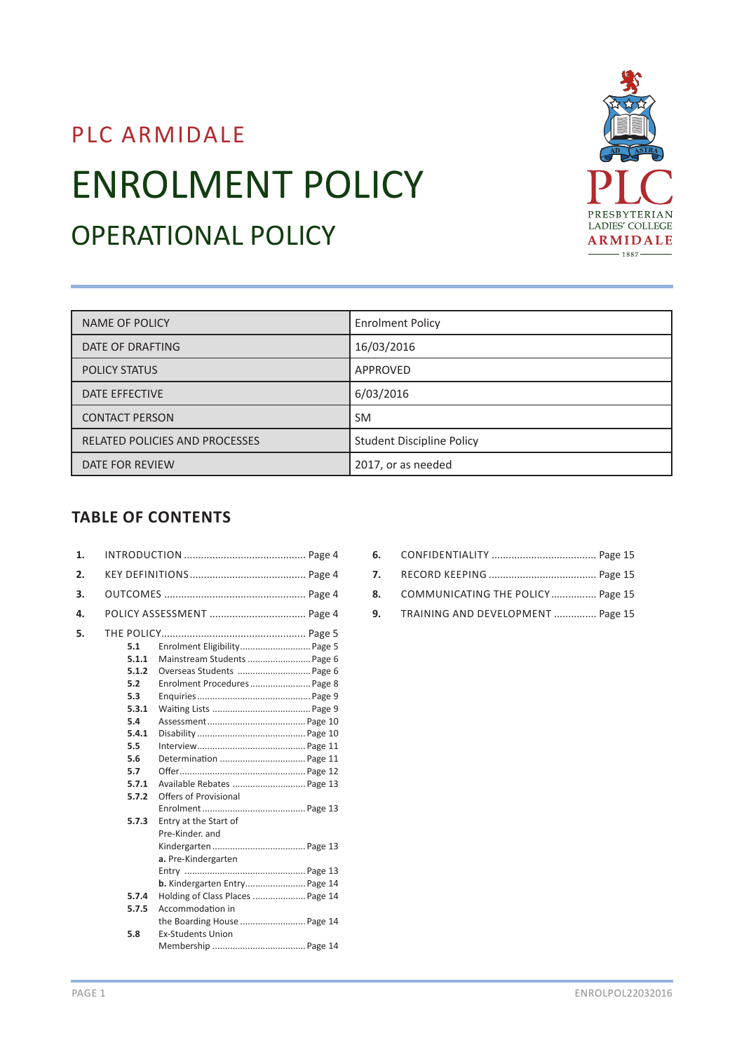PLC ARMIDALE

# ENROLMENT POLICY

## OPERATIONAL POLICY

| NAME OF POLICY | Enrolment Policy |
|---|---|
| DATE OF DRAFTING | 16/03/2016 |
| POLICY STATUS | APPROVED |
| DATE EFFECTIVE | 6/03/2016 |
| CONTACT PERSON | SM |
| RELATED POLICIES AND PROCESSES | Student Discipline Policy |
| DATE FOR REVIEW | 2017, or as needed |

## TABLE OF CONTENTS

**1.** INTRODUCTION ........................................ Page 4

**2.** KEY DEFINITIONS ........................................ Page 4

**3.** OUTCOMES ........................................ Page 4

**4.** POLICY ASSESSMENT ........................................ Page 4

**5.** THE POLICY ........................................ Page 5

- **5.1** Enrolment Eligibility ........................ Page 5
- **5.1.1** Mainstream Students ........................ Page 6
- **5.1.2** Overseas Students ........................ Page 6
- **5.2** Enrolment Procedures ........................ Page 8
- **5.3** Enquiries ........................ Page 9
- **5.3.1** Waiting Lists ........................ Page 9
- **5.4** Assessment ........................ Page 10
- **5.4.1** Disability ........................ Page 10
- **5.5** Interview ........................ Page 11
- **5.6** Determination ........................ Page 11
- **5.7** Offer ........................ Page 12
- **5.7.1** Available Rebates ........................ Page 13
- **5.7.2** Offers of Provisional Enrolment ........................ Page 13
- **5.7.3** Entry at the Start of Pre-Kinder. and Kindergarten ........................ Page 13
  - **a.** Pre-Kindergarten Entry ........................ Page 13
  - **b.** Kindergarten Entry ........................ Page 14
- **5.7.4** Holding of Class Places ........................ Page 14
- **5.7.5** Accommodation in the Boarding House ........................ Page 14
- **5.8** Ex-Students Union Membership ........................ Page 14

**6.** CONFIDENTIALITY ........................................ Page 15

**7.** RECORD KEEPING ........................................ Page 15

**8.** COMMUNICATING THE POLICY ........................................ Page 15

**9.** TRAINING AND DEVELOPMENT ........................................ Page 15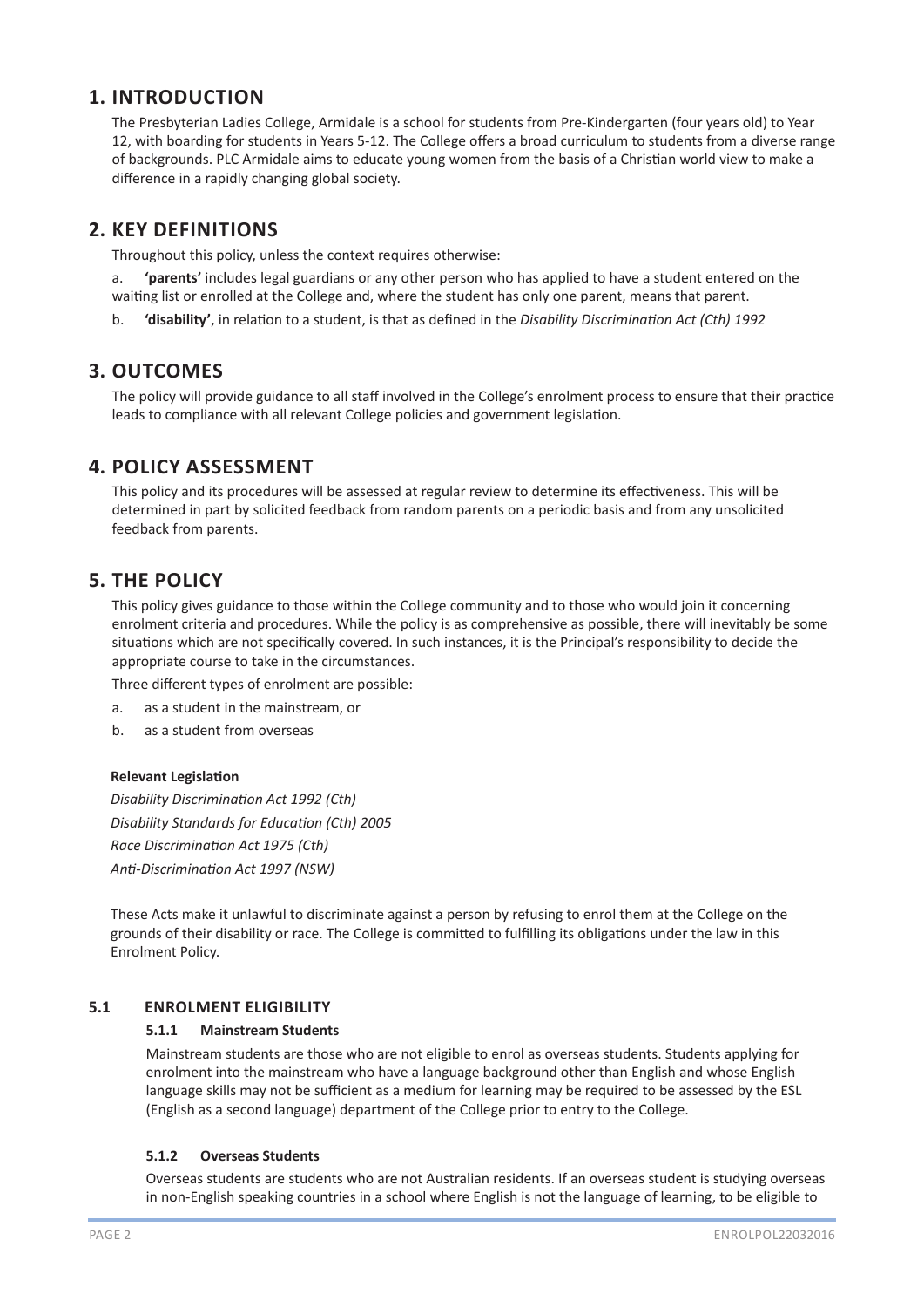# 1. INTRODUCTION

The Presbyterian Ladies College, Armidale is a school for students from Pre-Kindergarten (four years old) to Year 12, with boarding for students in Years 5-12. The College offers a broad curriculum to students from a diverse range of backgrounds. PLC Armidale aims to educate young women from the basis of a Christian world view to make a difference in a rapidly changing global society.

# 2. KEY DEFINITIONS

Throughout this policy, unless the context requires otherwise:

a. **'parents'** includes legal guardians or any other person who has applied to have a student entered on the waiting list or enrolled at the College and, where the student has only one parent, means that parent.

b. **'disability'**, in relation to a student, is that as defined in the *Disability Discrimination Act (Cth) 1992*

# 3. OUTCOMES

The policy will provide guidance to all staff involved in the College's enrolment process to ensure that their practice leads to compliance with all relevant College policies and government legislation.

# 4. POLICY ASSESSMENT

This policy and its procedures will be assessed at regular review to determine its effectiveness. This will be determined in part by solicited feedback from random parents on a periodic basis and from any unsolicited feedback from parents.

# 5. THE POLICY

This policy gives guidance to those within the College community and to those who would join it concerning enrolment criteria and procedures. While the policy is as comprehensive as possible, there will inevitably be some situations which are not specifically covered. In such instances, it is the Principal's responsibility to decide the appropriate course to take in the circumstances.

Three different types of enrolment are possible:

a. as a student in the mainstream, or

b. as a student from overseas

**Relevant Legislation**

*Disability Discrimination Act 1992 (Cth)*

*Disability Standards for Education (Cth) 2005*

*Race Discrimination Act 1975 (Cth)*

*Anti-Discrimination Act 1997 (NSW)*

These Acts make it unlawful to discriminate against a person by refusing to enrol them at the College on the grounds of their disability or race. The College is committed to fulfilling its obligations under the law in this Enrolment Policy.

## 5.1 ENROLMENT ELIGIBILITY

### 5.1.1 Mainstream Students

Mainstream students are those who are not eligible to enrol as overseas students. Students applying for enrolment into the mainstream who have a language background other than English and whose English language skills may not be sufficient as a medium for learning may be required to be assessed by the ESL (English as a second language) department of the College prior to entry to the College.

### 5.1.2 Overseas Students

Overseas students are students who are not Australian residents. If an overseas student is studying overseas in non-English speaking countries in a school where English is not the language of learning, to be eligible to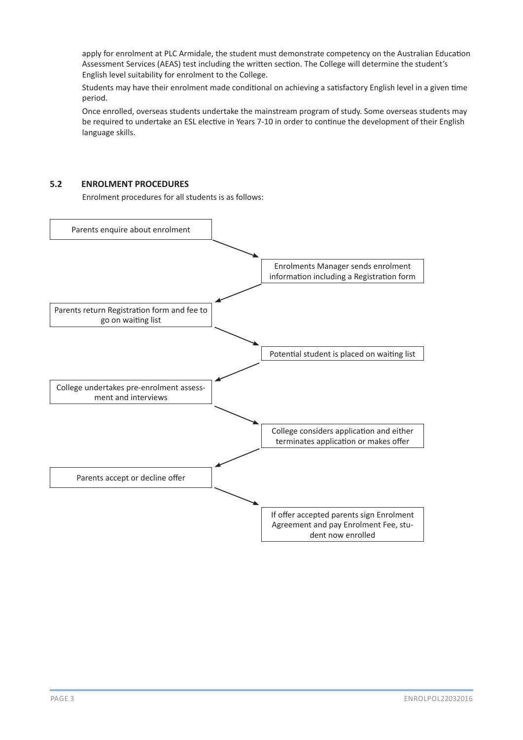apply for enrolment at PLC Armidale, the student must demonstrate competency on the Australian Education Assessment Services (AEAS) test including the written section. The College will determine the student's English level suitability for enrolment to the College.

Students may have their enrolment made conditional on achieving a satisfactory English level in a given time period.

Once enrolled, overseas students undertake the mainstream program of study. Some overseas students may be required to undertake an ESL elective in Years 7-10 in order to continue the development of their English language skills.

### 5.2 ENROLMENT PROCEDURES

Enrolment procedures for all students is as follows:

1. Parents enquire about enrolment
2. Enrolments Manager sends enrolment information including a Registration form
3. Parents return Registration form and fee to go on waiting list
4. Potential student is placed on waiting list
5. College undertakes pre-enrolment assessment and interviews
6. College considers application and either terminates application or makes offer
7. Parents accept or decline offer
8. If offer accepted parents sign Enrolment Agreement and pay Enrolment Fee, student now enrolled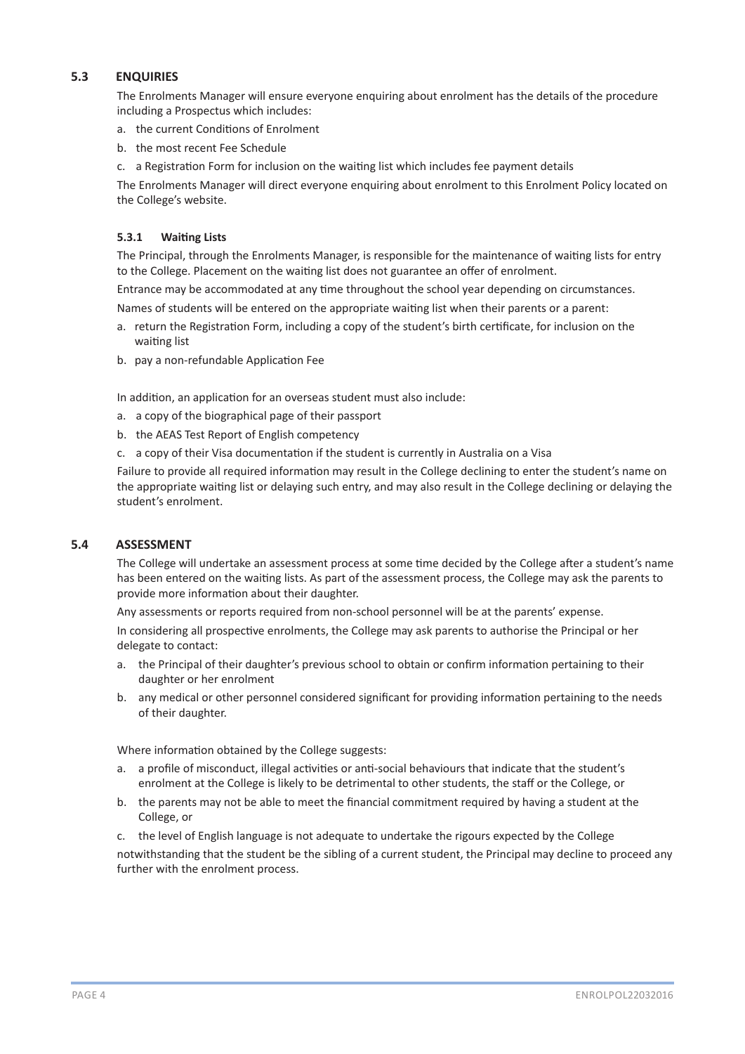## 5.3 ENQUIRIES

The Enrolments Manager will ensure everyone enquiring about enrolment has the details of the procedure including a Prospectus which includes:

a. the current Conditions of Enrolment
b. the most recent Fee Schedule
c. a Registration Form for inclusion on the waiting list which includes fee payment details

The Enrolments Manager will direct everyone enquiring about enrolment to this Enrolment Policy located on the College's website.

### 5.3.1 Waiting Lists

The Principal, through the Enrolments Manager, is responsible for the maintenance of waiting lists for entry to the College. Placement on the waiting list does not guarantee an offer of enrolment.

Entrance may be accommodated at any time throughout the school year depending on circumstances.

Names of students will be entered on the appropriate waiting list when their parents or a parent:

a. return the Registration Form, including a copy of the student's birth certificate, for inclusion on the waiting list
b. pay a non-refundable Application Fee

In addition, an application for an overseas student must also include:

a. a copy of the biographical page of their passport
b. the AEAS Test Report of English competency
c. a copy of their Visa documentation if the student is currently in Australia on a Visa

Failure to provide all required information may result in the College declining to enter the student's name on the appropriate waiting list or delaying such entry, and may also result in the College declining or delaying the student's enrolment.

## 5.4 ASSESSMENT

The College will undertake an assessment process at some time decided by the College after a student's name has been entered on the waiting lists. As part of the assessment process, the College may ask the parents to provide more information about their daughter.

Any assessments or reports required from non-school personnel will be at the parents' expense.

In considering all prospective enrolments, the College may ask parents to authorise the Principal or her delegate to contact:

a. the Principal of their daughter's previous school to obtain or confirm information pertaining to their daughter or her enrolment
b. any medical or other personnel considered significant for providing information pertaining to the needs of their daughter.

Where information obtained by the College suggests:

a. a profile of misconduct, illegal activities or anti-social behaviours that indicate that the student's enrolment at the College is likely to be detrimental to other students, the staff or the College, or
b. the parents may not be able to meet the financial commitment required by having a student at the College, or
c. the level of English language is not adequate to undertake the rigours expected by the College

notwithstanding that the student be the sibling of a current student, the Principal may decline to proceed any further with the enrolment process.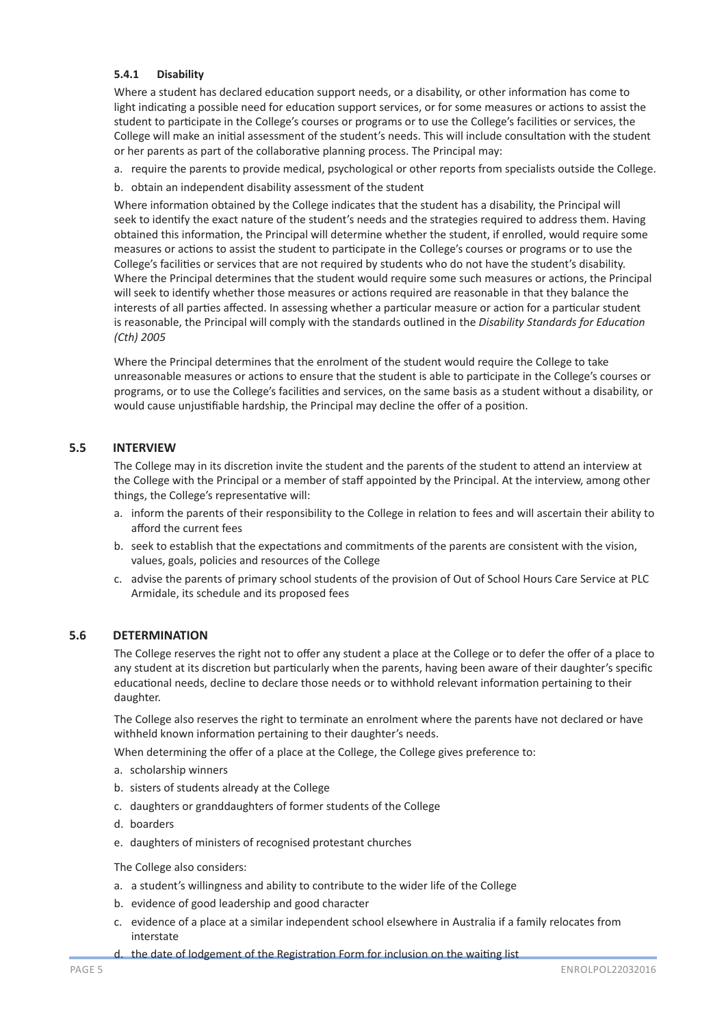#### 5.4.1 Disability

Where a student has declared education support needs, or a disability, or other information has come to light indicating a possible need for education support services, or for some measures or actions to assist the student to participate in the College's courses or programs or to use the College's facilities or services, the College will make an initial assessment of the student's needs. This will include consultation with the student or her parents as part of the collaborative planning process. The Principal may:

a. require the parents to provide medical, psychological or other reports from specialists outside the College.
b. obtain an independent disability assessment of the student

Where information obtained by the College indicates that the student has a disability, the Principal will seek to identify the exact nature of the student's needs and the strategies required to address them. Having obtained this information, the Principal will determine whether the student, if enrolled, would require some measures or actions to assist the student to participate in the College's courses or programs or to use the College's facilities or services that are not required by students who do not have the student's disability. Where the Principal determines that the student would require some such measures or actions, the Principal will seek to identify whether those measures or actions required are reasonable in that they balance the interests of all parties affected. In assessing whether a particular measure or action for a particular student is reasonable, the Principal will comply with the standards outlined in the *Disability Standards for Education (Cth) 2005*

Where the Principal determines that the enrolment of the student would require the College to take unreasonable measures or actions to ensure that the student is able to participate in the College's courses or programs, or to use the College's facilities and services, on the same basis as a student without a disability, or would cause unjustifiable hardship, the Principal may decline the offer of a position.

### 5.5 INTERVIEW

The College may in its discretion invite the student and the parents of the student to attend an interview at the College with the Principal or a member of staff appointed by the Principal. At the interview, among other things, the College's representative will:

a. inform the parents of their responsibility to the College in relation to fees and will ascertain their ability to afford the current fees
b. seek to establish that the expectations and commitments of the parents are consistent with the vision, values, goals, policies and resources of the College
c. advise the parents of primary school students of the provision of Out of School Hours Care Service at PLC Armidale, its schedule and its proposed fees

### 5.6 DETERMINATION

The College reserves the right not to offer any student a place at the College or to defer the offer of a place to any student at its discretion but particularly when the parents, having been aware of their daughter's specific educational needs, decline to declare those needs or to withhold relevant information pertaining to their daughter.

The College also reserves the right to terminate an enrolment where the parents have not declared or have withheld known information pertaining to their daughter's needs.

When determining the offer of a place at the College, the College gives preference to:

a. scholarship winners
b. sisters of students already at the College
c. daughters or granddaughters of former students of the College
d. boarders
e. daughters of ministers of recognised protestant churches

The College also considers:

a. a student's willingness and ability to contribute to the wider life of the College
b. evidence of good leadership and good character
c. evidence of a place at a similar independent school elsewhere in Australia if a family relocates from interstate
d. the date of lodgement of the Registration Form for inclusion on the waiting list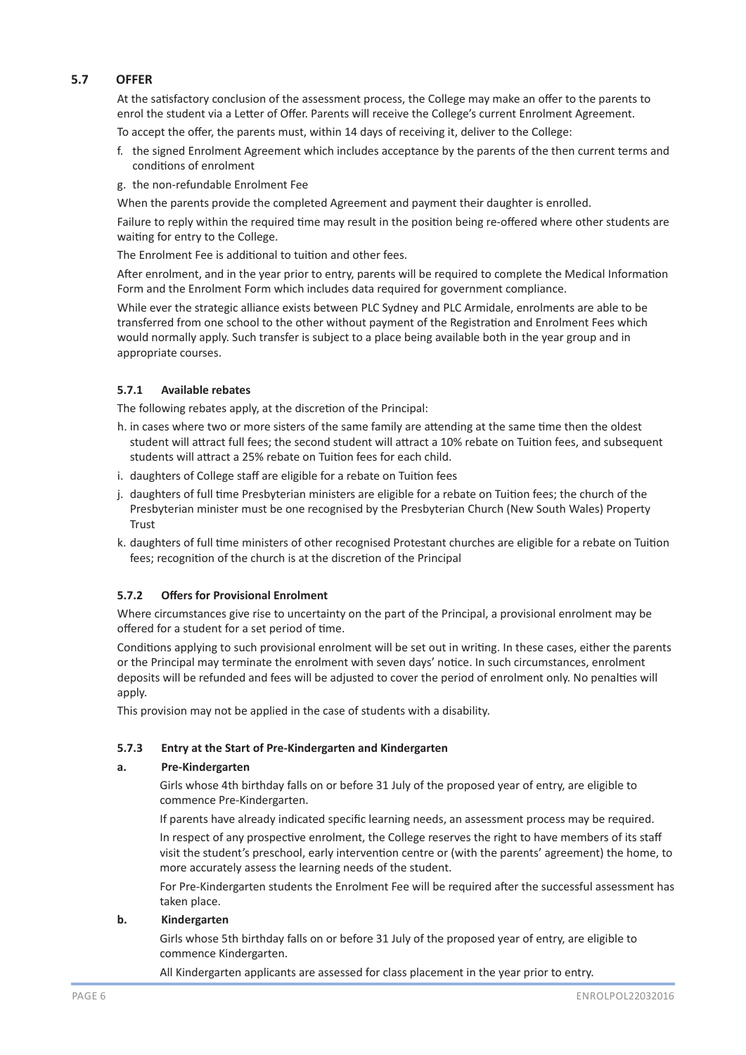## 5.7 OFFER

At the satisfactory conclusion of the assessment process, the College may make an offer to the parents to enrol the student via a Letter of Offer. Parents will receive the College's current Enrolment Agreement.

To accept the offer, the parents must, within 14 days of receiving it, deliver to the College:

f. the signed Enrolment Agreement which includes acceptance by the parents of the then current terms and conditions of enrolment

g. the non-refundable Enrolment Fee

When the parents provide the completed Agreement and payment their daughter is enrolled.

Failure to reply within the required time may result in the position being re-offered where other students are waiting for entry to the College.

The Enrolment Fee is additional to tuition and other fees.

After enrolment, and in the year prior to entry, parents will be required to complete the Medical Information Form and the Enrolment Form which includes data required for government compliance.

While ever the strategic alliance exists between PLC Sydney and PLC Armidale, enrolments are able to be transferred from one school to the other without payment of the Registration and Enrolment Fees which would normally apply. Such transfer is subject to a place being available both in the year group and in appropriate courses.

### 5.7.1 Available rebates

The following rebates apply, at the discretion of the Principal:

h. in cases where two or more sisters of the same family are attending at the same time then the oldest student will attract full fees; the second student will attract a 10% rebate on Tuition fees, and subsequent students will attract a 25% rebate on Tuition fees for each child.

i. daughters of College staff are eligible for a rebate on Tuition fees

j. daughters of full time Presbyterian ministers are eligible for a rebate on Tuition fees; the church of the Presbyterian minister must be one recognised by the Presbyterian Church (New South Wales) Property Trust

k. daughters of full time ministers of other recognised Protestant churches are eligible for a rebate on Tuition fees; recognition of the church is at the discretion of the Principal

### 5.7.2 Offers for Provisional Enrolment

Where circumstances give rise to uncertainty on the part of the Principal, a provisional enrolment may be offered for a student for a set period of time.

Conditions applying to such provisional enrolment will be set out in writing. In these cases, either the parents or the Principal may terminate the enrolment with seven days' notice. In such circumstances, enrolment deposits will be refunded and fees will be adjusted to cover the period of enrolment only. No penalties will apply.

This provision may not be applied in the case of students with a disability.

### 5.7.3 Entry at the Start of Pre-Kindergarten and Kindergarten

**a. Pre-Kindergarten**

Girls whose 4th birthday falls on or before 31 July of the proposed year of entry, are eligible to commence Pre-Kindergarten.

If parents have already indicated specific learning needs, an assessment process may be required.

In respect of any prospective enrolment, the College reserves the right to have members of its staff visit the student's preschool, early intervention centre or (with the parents' agreement) the home, to more accurately assess the learning needs of the student.

For Pre-Kindergarten students the Enrolment Fee will be required after the successful assessment has taken place.

**b. Kindergarten**

Girls whose 5th birthday falls on or before 31 July of the proposed year of entry, are eligible to commence Kindergarten.

All Kindergarten applicants are assessed for class placement in the year prior to entry.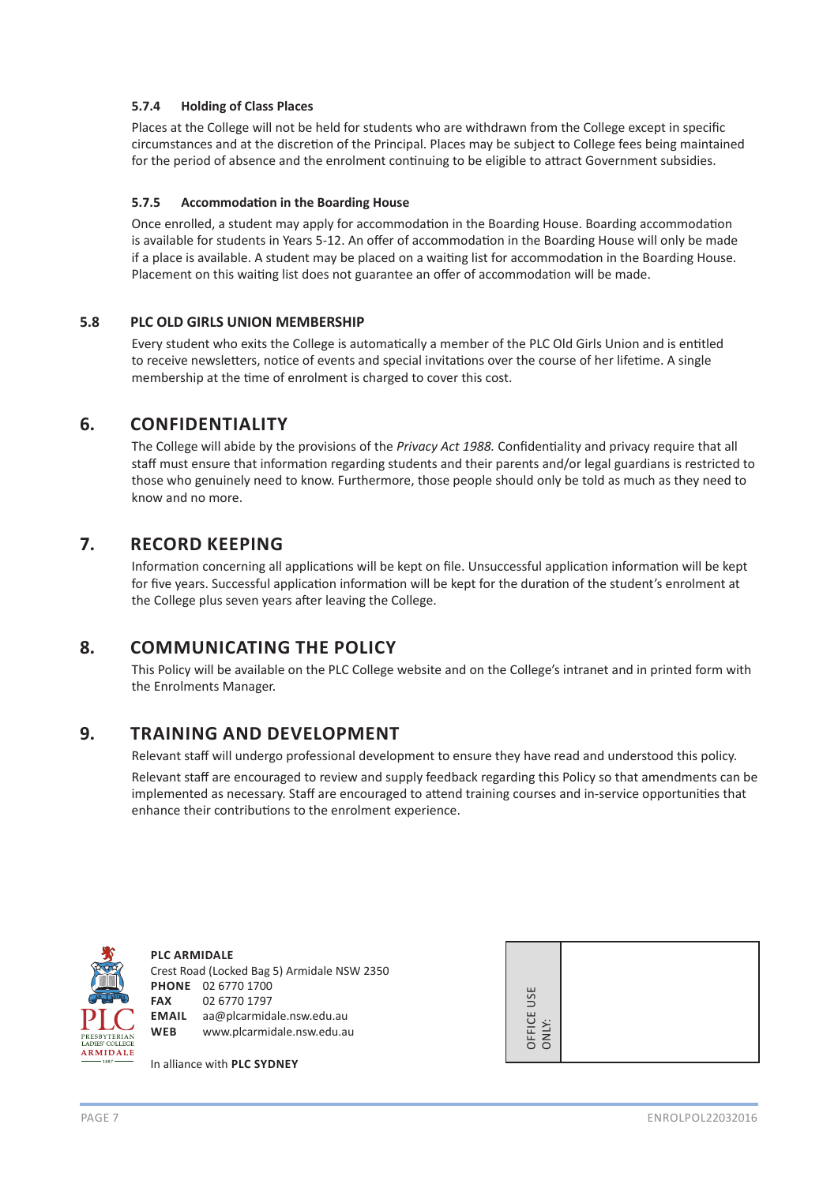#### 5.7.4 Holding of Class Places

Places at the College will not be held for students who are withdrawn from the College except in specific circumstances and at the discretion of the Principal. Places may be subject to College fees being maintained for the period of absence and the enrolment continuing to be eligible to attract Government subsidies.

#### 5.7.5 Accommodation in the Boarding House

Once enrolled, a student may apply for accommodation in the Boarding House. Boarding accommodation is available for students in Years 5-12. An offer of accommodation in the Boarding House will only be made if a place is available. A student may be placed on a waiting list for accommodation in the Boarding House. Placement on this waiting list does not guarantee an offer of accommodation will be made.

### 5.8 PLC OLD GIRLS UNION MEMBERSHIP

Every student who exits the College is automatically a member of the PLC Old Girls Union and is entitled to receive newsletters, notice of events and special invitations over the course of her lifetime. A single membership at the time of enrolment is charged to cover this cost.

## 6. CONFIDENTIALITY

The College will abide by the provisions of the *Privacy Act 1988.* Confidentiality and privacy require that all staff must ensure that information regarding students and their parents and/or legal guardians is restricted to those who genuinely need to know. Furthermore, those people should only be told as much as they need to know and no more.

## 7. RECORD KEEPING

Information concerning all applications will be kept on file. Unsuccessful application information will be kept for five years. Successful application information will be kept for the duration of the student's enrolment at the College plus seven years after leaving the College.

## 8. COMMUNICATING THE POLICY

This Policy will be available on the PLC College website and on the College's intranet and in printed form with the Enrolments Manager.

## 9. TRAINING AND DEVELOPMENT

Relevant staff will undergo professional development to ensure they have read and understood this policy.

Relevant staff are encouraged to review and supply feedback regarding this Policy so that amendments can be implemented as necessary. Staff are encouraged to attend training courses and in-service opportunities that enhance their contributions to the enrolment experience.

PLC PRESBYTERIAN LADIES' COLLEGE ARMIDALE 1887

**PLC ARMIDALE**
Crest Road (Locked Bag 5) Armidale NSW 2350
**PHONE** 02 6770 1700
**FAX** 02 6770 1797
**EMAIL** aa@plcarmidale.nsw.edu.au
**WEB** www.plcarmidale.nsw.edu.au

In alliance with **PLC SYDNEY**

OFFICE USE ONLY:

ENROLPOL22032016